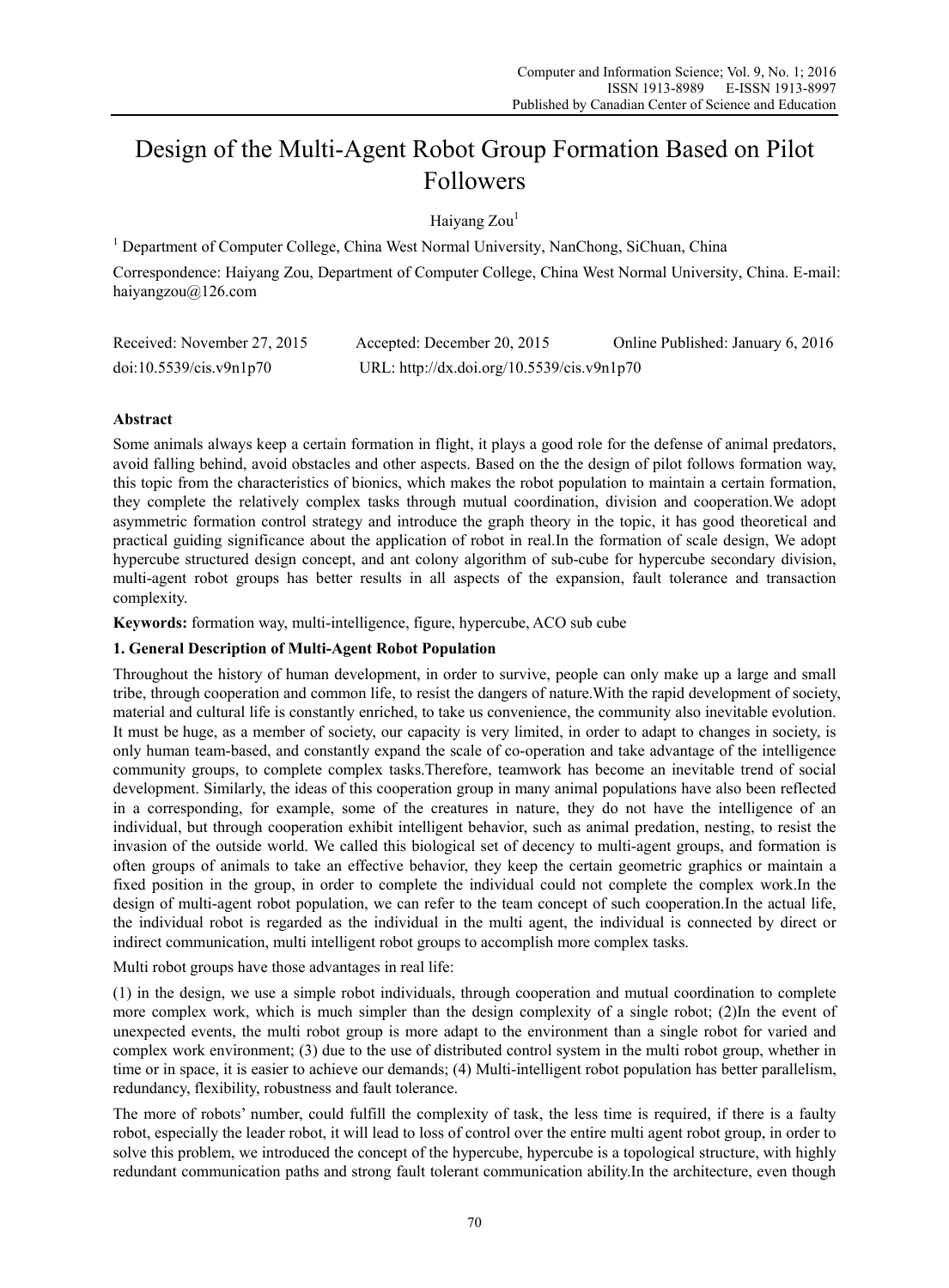# Design of the Multi-Agent Robot Group Formation Based on Pilot Followers

Haiyang Zou[1]

[1] Department of Computer College, China West Normal University, NanChong, SiChuan, China

Correspondence: Haiyang Zou, Department of Computer College, China West Normal University, China. E-mail: haiyangzou@126.com

Received: November 27, 2015  Accepted: December 20, 2015  Online Published: January 6, 2016

doi:10.5539/cis.v9n1p70  URL: http://dx.doi.org/10.5539/cis.v9n1p70

## Abstract

Some animals always keep a certain formation in flight, it plays a good role for the defense of animal predators, avoid falling behind, avoid obstacles and other aspects. Based on the the design of pilot follows formation way, this topic from the characteristics of bionics, which makes the robot population to maintain a certain formation, they complete the relatively complex tasks through mutual coordination, division and cooperation.We adopt asymmetric formation control strategy and introduce the graph theory in the topic, it has good theoretical and practical guiding significance about the application of robot in real.In the formation of scale design, We adopt hypercube structured design concept, and ant colony algorithm of sub-cube for hypercube secondary division, multi-agent robot groups has better results in all aspects of the expansion, fault tolerance and transaction complexity.

**Keywords:** formation way, multi-intelligence, figure, hypercube, ACO sub cube

## 1. General Description of Multi-Agent Robot Population

Throughout the history of human development, in order to survive, people can only make up a large and small tribe, through cooperation and common life, to resist the dangers of nature.With the rapid development of society, material and cultural life is constantly enriched, to take us convenience, the community also inevitable evolution. It must be huge, as a member of society, our capacity is very limited, in order to adapt to changes in society, is only human team-based, and constantly expand the scale of co-operation and take advantage of the intelligence community groups, to complete complex tasks.Therefore, teamwork has become an inevitable trend of social development. Similarly, the ideas of this cooperation group in many animal populations have also been reflected in a corresponding, for example, some of the creatures in nature, they do not have the intelligence of an individual, but through cooperation exhibit intelligent behavior, such as animal predation, nesting, to resist the invasion of the outside world. We called this biological set of decency to multi-agent groups, and formation is often groups of animals to take an effective behavior, they keep the certain geometric graphics or maintain a fixed position in the group, in order to complete the individual could not complete the complex work.In the design of multi-agent robot population, we can refer to the team concept of such cooperation.In the actual life, the individual robot is regarded as the individual in the multi agent, the individual is connected by direct or indirect communication, multi intelligent robot groups to accomplish more complex tasks.

Multi robot groups have those advantages in real life:

(1) in the design, we use a simple robot individuals, through cooperation and mutual coordination to complete more complex work, which is much simpler than the design complexity of a single robot; (2)In the event of unexpected events, the multi robot group is more adapt to the environment than a single robot for varied and complex work environment; (3) due to the use of distributed control system in the multi robot group, whether in time or in space, it is easier to achieve our demands; (4) Multi-intelligent robot population has better parallelism, redundancy, flexibility, robustness and fault tolerance.

The more of robots' number, could fulfill the complexity of task, the less time is required, if there is a faulty robot, especially the leader robot, it will lead to loss of control over the entire multi agent robot group, in order to solve this problem, we introduced the concept of the hypercube, hypercube is a topological structure, with highly redundant communication paths and strong fault tolerant communication ability.In the architecture, even though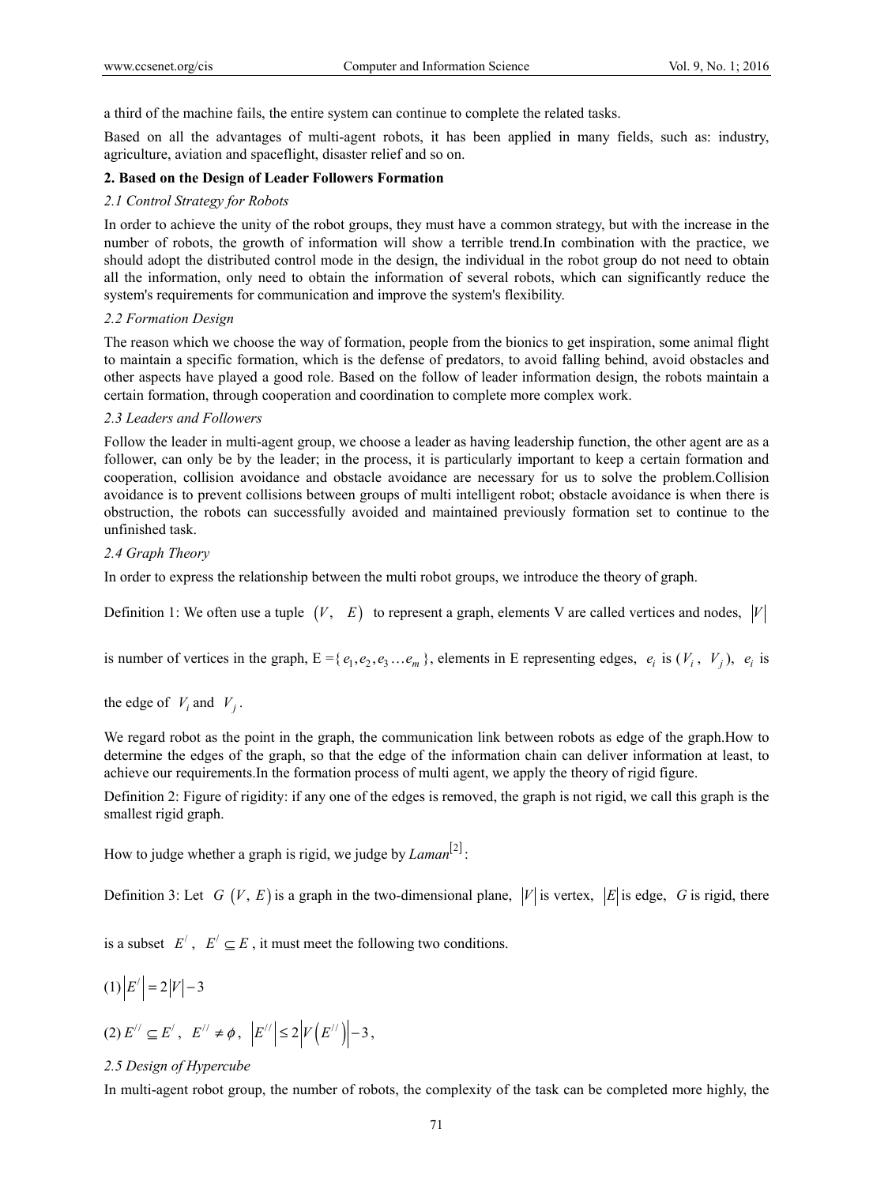a third of the machine fails, the entire system can continue to complete the related tasks.

Based on all the advantages of multi-agent robots, it has been applied in many fields, such as: industry, agriculture, aviation and spaceflight, disaster relief and so on.

## 2. Based on the Design of Leader Followers Formation

### *2.1 Control Strategy for Robots*

In order to achieve the unity of the robot groups, they must have a common strategy, but with the increase in the number of robots, the growth of information will show a terrible trend.In combination with the practice, we should adopt the distributed control mode in the design, the individual in the robot group do not need to obtain all the information, only need to obtain the information of several robots, which can significantly reduce the system's requirements for communication and improve the system's flexibility.

### *2.2 Formation Design*

The reason which we choose the way of formation, people from the bionics to get inspiration, some animal flight to maintain a specific formation, which is the defense of predators, to avoid falling behind, avoid obstacles and other aspects have played a good role. Based on the follow of leader information design, the robots maintain a certain formation, through cooperation and coordination to complete more complex work.

### *2.3 Leaders and Followers*

Follow the leader in multi-agent group, we choose a leader as having leadership function, the other agent are as a follower, can only be by the leader; in the process, it is particularly important to keep a certain formation and cooperation, collision avoidance and obstacle avoidance are necessary for us to solve the problem.Collision avoidance is to prevent collisions between groups of multi intelligent robot; obstacle avoidance is when there is obstruction, the robots can successfully avoided and maintained previously formation set to continue to the unfinished task.

### *2.4 Graph Theory*

In order to express the relationship between the multi robot groups, we introduce the theory of graph.

Definition 1: We often use a tuple $(V, E)$ to represent a graph, elements V are called vertices and nodes, $|V|$ is number of vertices in the graph, E ={$e_1, e_2, e_3 \dots e_m$}, elements in E representing edges, $e_i$ is ($V_i$, $V_j$), $e_i$ is the edge of $V_i$ and $V_j$.

We regard robot as the point in the graph, the communication link between robots as edge of the graph.How to determine the edges of the graph, so that the edge of the information chain can deliver information at least, to achieve our requirements.In the formation process of multi agent, we apply the theory of rigid figure.

Definition 2: Figure of rigidity: if any one of the edges is removed, the graph is not rigid, we call this graph is the smallest rigid graph.

How to judge whether a graph is rigid, we judge by *Laman*[2]:

Definition 3: Let $G(V, E)$ is a graph in the two-dimensional plane, $|V|$ is vertex, $|E|$ is edge, $G$ is rigid, there is a subset $E^{/}$, $E^{/} \subseteq E$, it must meet the following two conditions.

(1) $|E^{/}| = 2|V| - 3$

(2) $E^{//} \subseteq E^{/}$, $E^{//} \neq \phi$, $|E^{//}| \leq 2|V(E^{//})| - 3$,

### *2.5 Design of Hypercube*

In multi-agent robot group, the number of robots, the complexity of the task can be completed more highly, the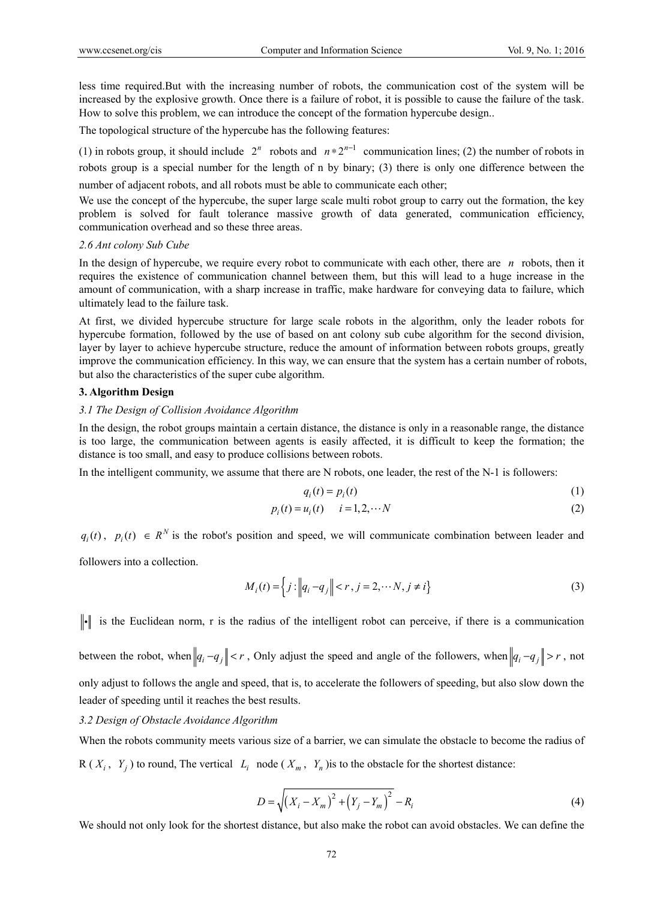less time required.But with the increasing number of robots, the communication cost of the system will be increased by the explosive growth. Once there is a failure of robot, it is possible to cause the failure of the task. How to solve this problem, we can introduce the concept of the formation hypercube design..

The topological structure of the hypercube has the following features:

(1) in robots group, it should include $2^n$ robots and $n*2^{n-1}$ communication lines; (2) the number of robots in robots group is a special number for the length of n by binary; (3) there is only one difference between the number of adjacent robots, and all robots must be able to communicate each other;

We use the concept of the hypercube, the super large scale multi robot group to carry out the formation, the key problem is solved for fault tolerance massive growth of data generated, communication efficiency, communication overhead and so these three areas.

### *2.6 Ant colony Sub Cube*

In the design of hypercube, we require every robot to communicate with each other, there are $n$ robots, then it requires the existence of communication channel between them, but this will lead to a huge increase in the amount of communication, with a sharp increase in traffic, make hardware for conveying data to failure, which ultimately lead to the failure task.

At first, we divided hypercube structure for large scale robots in the algorithm, only the leader robots for hypercube formation, followed by the use of based on ant colony sub cube algorithm for the second division, layer by layer to achieve hypercube structure, reduce the amount of information between robots groups, greatly improve the communication efficiency. In this way, we can ensure that the system has a certain number of robots, but also the characteristics of the super cube algorithm.

## 3. Algorithm Design

### *3.1 The Design of Collision Avoidance Algorithm*

In the design, the robot groups maintain a certain distance, the distance is only in a reasonable range, the distance is too large, the communication between agents is easily affected, it is difficult to keep the formation; the distance is too small, and easy to produce collisions between robots.

In the intelligent community, we assume that there are N robots, one leader, the rest of the N-1 is followers:

$$q_i(t) = p_i(t) \tag{1}$$

$$p_i(t) = u_i(t) \quad i = 1, 2, \cdots N \tag{2}$$

$q_i(t)$, $p_i(t)$ $\in R^N$ is the robot's position and speed, we will communicate combination between leader and followers into a collection.

$$M_i(t) = \left\{ j : \left\| q_i - q_j \right\| < r, j = 2, \cdots N, j \neq i \right\} \tag{3}$$

$\|\bullet\|$ is the Euclidean norm, r is the radius of the intelligent robot can perceive, if there is a communication between the robot, when $\left\| q_i - q_j \right\| < r$, Only adjust the speed and angle of the followers, when $\left\| q_i - q_j \right\| > r$, not only adjust to follows the angle and speed, that is, to accelerate the followers of speeding, but also slow down the leader of speeding until it reaches the best results.

### *3.2 Design of Obstacle Avoidance Algorithm*

When the robots community meets various size of a barrier, we can simulate the obstacle to become the radius of R ( $X_i$, $Y_j$ ) to round, The vertical $L_i$ node ( $X_m$, $Y_n$ )is to the obstacle for the shortest distance:

$$D = \sqrt{\left(X_i - X_m\right)^2 + \left(Y_j - Y_m\right)^2} - R_i \tag{4}$$

We should not only look for the shortest distance, but also make the robot can avoid obstacles. We can define the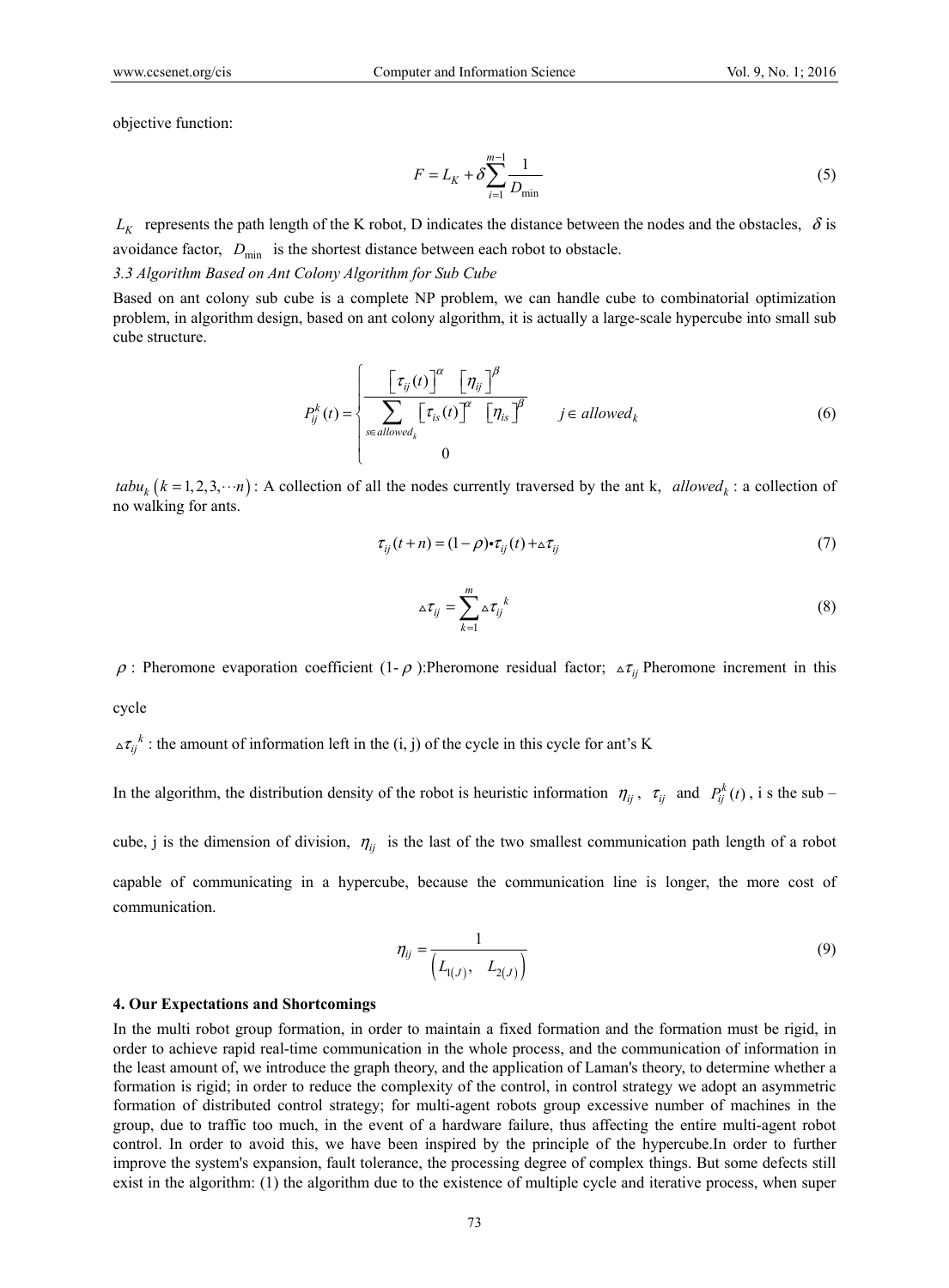objective function:

$$F = L_K + \delta \sum_{i=1}^{m-1} \frac{1}{D_{\min}} \tag{5}$$

$L_K$ represents the path length of the K robot, D indicates the distance between the nodes and the obstacles, $\delta$ is avoidance factor, $D_{\min}$ is the shortest distance between each robot to obstacle.

### 3.3 Algorithm Based on Ant Colony Algorithm for Sub Cube

Based on ant colony sub cube is a complete NP problem, we can handle cube to combinatorial optimization problem, in algorithm design, based on ant colony algorithm, it is actually a large-scale hypercube into small sub cube structure.

$$P_{ij}^k(t) = \begin{cases} \dfrac{\left[\tau_{ij}(t)\right]^{\alpha} \left[\eta_{ij}\right]^{\beta}}{\sum\limits_{s \in allowed_k} \left[\tau_{is}(t)\right]^{\alpha} \left[\eta_{is}\right]^{\beta}} & j \in allowed_k \\ 0 & \end{cases} \tag{6}$$

$tabu_k \left(k = 1, 2, 3, \cdots n\right)$: A collection of all the nodes currently traversed by the ant k, $allowed_k$ : a collection of no walking for ants.

$$\tau_{ij}(t+n) = (1-\rho) \bullet \tau_{ij}(t) + \vartriangle\tau_{ij} \tag{7}$$

$$\vartriangle\tau_{ij} = \sum_{k=1}^{m} \vartriangle{\tau_{ij}}^{k} \tag{8}$$

$\rho$ : Pheromone evaporation coefficient (1- $\rho$ ):Pheromone residual factor; $\vartriangle\tau_{ij}$ Pheromone increment in this cycle

${\vartriangle\tau_{ij}}^{k}$ : the amount of information left in the (i, j) of the cycle in this cycle for ant's K

In the algorithm, the distribution density of the robot is heuristic information $\eta_{ij}$ , $\tau_{ij}$ and $P_{ij}^k(t)$ , i s the sub – cube, j is the dimension of division, $\eta_{ij}$ is the last of the two smallest communication path length of a robot capable of communicating in a hypercube, because the communication line is longer, the more cost of communication.

$$\eta_{ij} = \frac{1}{\left(L_{1(J)}, \quad L_{2(J)}\right)} \tag{9}$$

## 4. Our Expectations and Shortcomings

In the multi robot group formation, in order to maintain a fixed formation and the formation must be rigid, in order to achieve rapid real-time communication in the whole process, and the communication of information in the least amount of, we introduce the graph theory, and the application of Laman's theory, to determine whether a formation is rigid; in order to reduce the complexity of the control, in control strategy we adopt an asymmetric formation of distributed control strategy; for multi-agent robots group excessive number of machines in the group, due to traffic too much, in the event of a hardware failure, thus affecting the entire multi-agent robot control. In order to avoid this, we have been inspired by the principle of the hypercube.In order to further improve the system's expansion, fault tolerance, the processing degree of complex things. But some defects still exist in the algorithm: (1) the algorithm due to the existence of multiple cycle and iterative process, when super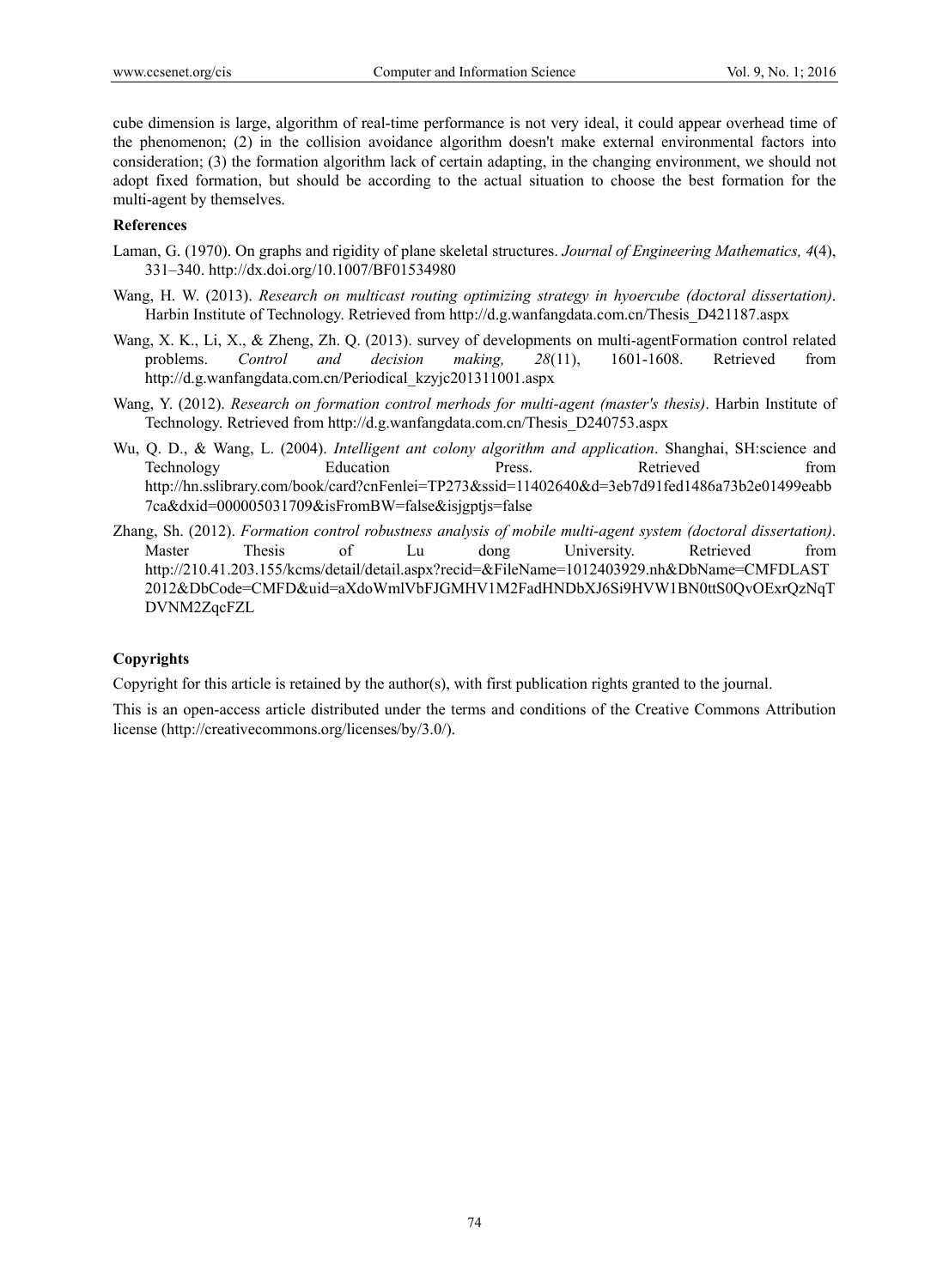cube dimension is large, algorithm of real-time performance is not very ideal, it could appear overhead time of the phenomenon; (2) in the collision avoidance algorithm doesn't make external environmental factors into consideration; (3) the formation algorithm lack of certain adapting, in the changing environment, we should not adopt fixed formation, but should be according to the actual situation to choose the best formation for the multi-agent by themselves.

**References**

Laman, G. (1970). On graphs and rigidity of plane skeletal structures. *Journal of Engineering Mathematics, 4*(4), 331–340. http://dx.doi.org/10.1007/BF01534980

Wang, H. W. (2013). *Research on multicast routing optimizing strategy in hyoercube (doctoral dissertation)*. Harbin Institute of Technology. Retrieved from http://d.g.wanfangdata.com.cn/Thesis_D421187.aspx

Wang, X. K., Li, X., & Zheng, Zh. Q. (2013). survey of developments on multi-agentFormation control related problems. *Control and decision making, 28*(11), 1601-1608. Retrieved from http://d.g.wanfangdata.com.cn/Periodical_kzyjc201311001.aspx

Wang, Y. (2012). *Research on formation control merhods for multi-agent (master's thesis)*. Harbin Institute of Technology. Retrieved from http://d.g.wanfangdata.com.cn/Thesis_D240753.aspx

Wu, Q. D., & Wang, L. (2004). *Intelligent ant colony algorithm and application*. Shanghai, SH:science and Technology Education Press. Retrieved from http://hn.sslibrary.com/book/card?cnFenlei=TP273&ssid=11402640&d=3eb7d91fed1486a73b2e01499eabb7ca&dxid=000005031709&isFromBW=false&isjgptjs=false

Zhang, Sh. (2012). *Formation control robustness analysis of mobile multi-agent system (doctoral dissertation)*. Master Thesis of Lu dong University. Retrieved from http://210.41.203.155/kcms/detail/detail.aspx?recid=&FileName=1012403929.nh&DbName=CMFDLAST2012&DbCode=CMFD&uid=aXdoWmlVbFJGMHV1M2FadHNDbXJ6Si9HVW1BN0ttS0QvOExrQzNqTDVNM2ZqcFZL

**Copyrights**

Copyright for this article is retained by the author(s), with first publication rights granted to the journal.

This is an open-access article distributed under the terms and conditions of the Creative Commons Attribution license (http://creativecommons.org/licenses/by/3.0/).